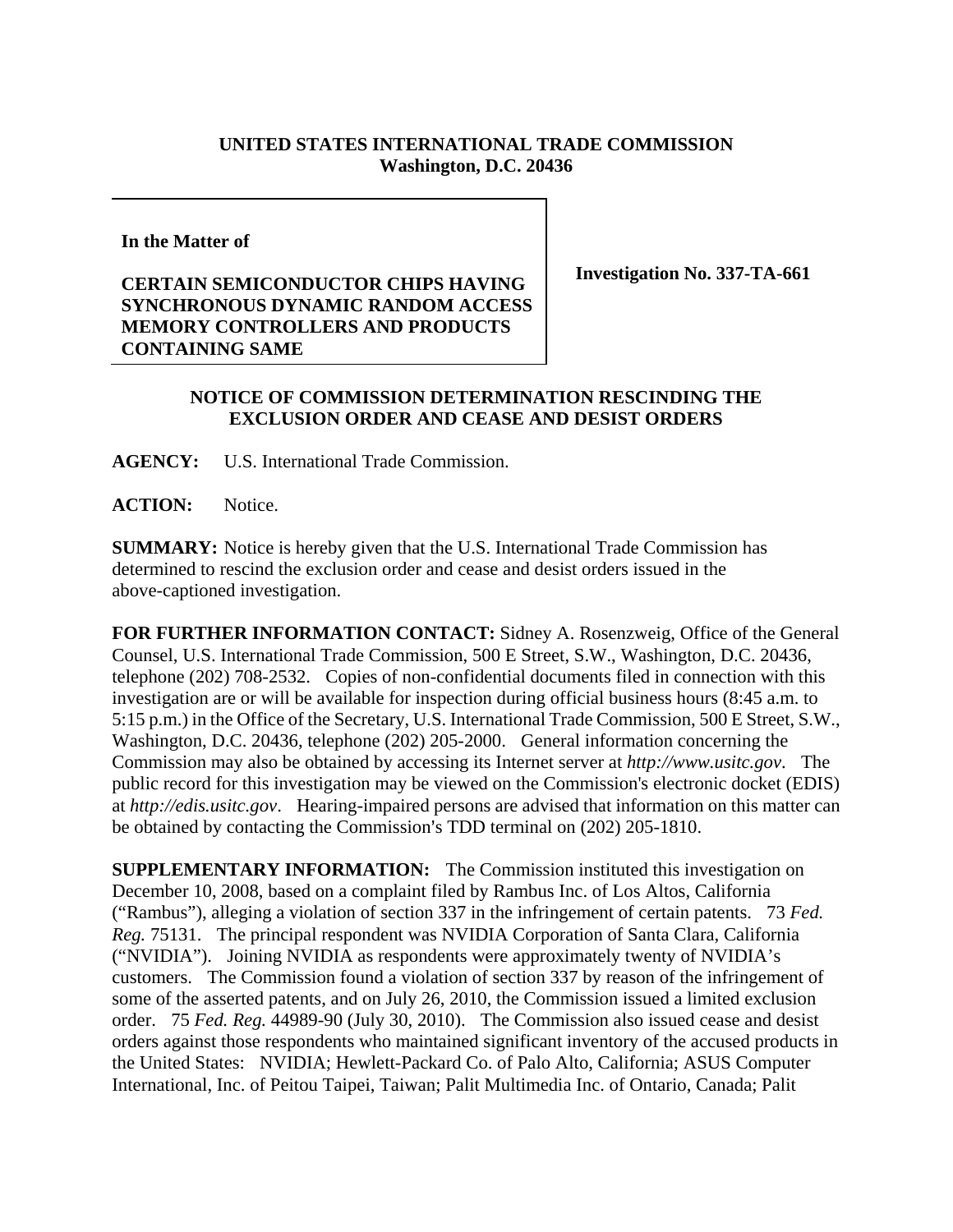**UNITED STATES INTERNATIONAL TRADE COMMISSION**
**Washington, D.C. 20436**

**In the Matter of**

**CERTAIN SEMICONDUCTOR CHIPS HAVING SYNCHRONOUS DYNAMIC RANDOM ACCESS MEMORY CONTROLLERS AND PRODUCTS CONTAINING SAME**

**Investigation No. 337-TA-661**

## NOTICE OF COMMISSION DETERMINATION RESCINDING THE EXCLUSION ORDER AND CEASE AND DESIST ORDERS

**AGENCY:** U.S. International Trade Commission.

**ACTION:** Notice.

**SUMMARY:** Notice is hereby given that the U.S. International Trade Commission has determined to rescind the exclusion order and cease and desist orders issued in the above-captioned investigation.

**FOR FURTHER INFORMATION CONTACT:** Sidney A. Rosenzweig, Office of the General Counsel, U.S. International Trade Commission, 500 E Street, S.W., Washington, D.C. 20436, telephone (202) 708-2532. Copies of non-confidential documents filed in connection with this investigation are or will be available for inspection during official business hours (8:45 a.m. to 5:15 p.m.) in the Office of the Secretary, U.S. International Trade Commission, 500 E Street, S.W., Washington, D.C. 20436, telephone (202) 205-2000. General information concerning the Commission may also be obtained by accessing its Internet server at *http://www.usitc.gov*. The public record for this investigation may be viewed on the Commission's electronic docket (EDIS) at *http://edis.usitc.gov*. Hearing-impaired persons are advised that information on this matter can be obtained by contacting the Commission's TDD terminal on (202) 205-1810.

**SUPPLEMENTARY INFORMATION:** The Commission instituted this investigation on December 10, 2008, based on a complaint filed by Rambus Inc. of Los Altos, California ("Rambus"), alleging a violation of section 337 in the infringement of certain patents. 73 *Fed. Reg.* 75131. The principal respondent was NVIDIA Corporation of Santa Clara, California ("NVIDIA"). Joining NVIDIA as respondents were approximately twenty of NVIDIA's customers. The Commission found a violation of section 337 by reason of the infringement of some of the asserted patents, and on July 26, 2010, the Commission issued a limited exclusion order. 75 *Fed. Reg.* 44989-90 (July 30, 2010). The Commission also issued cease and desist orders against those respondents who maintained significant inventory of the accused products in the United States: NVIDIA; Hewlett-Packard Co. of Palo Alto, California; ASUS Computer International, Inc. of Peitou Taipei, Taiwan; Palit Multimedia Inc. of Ontario, Canada; Palit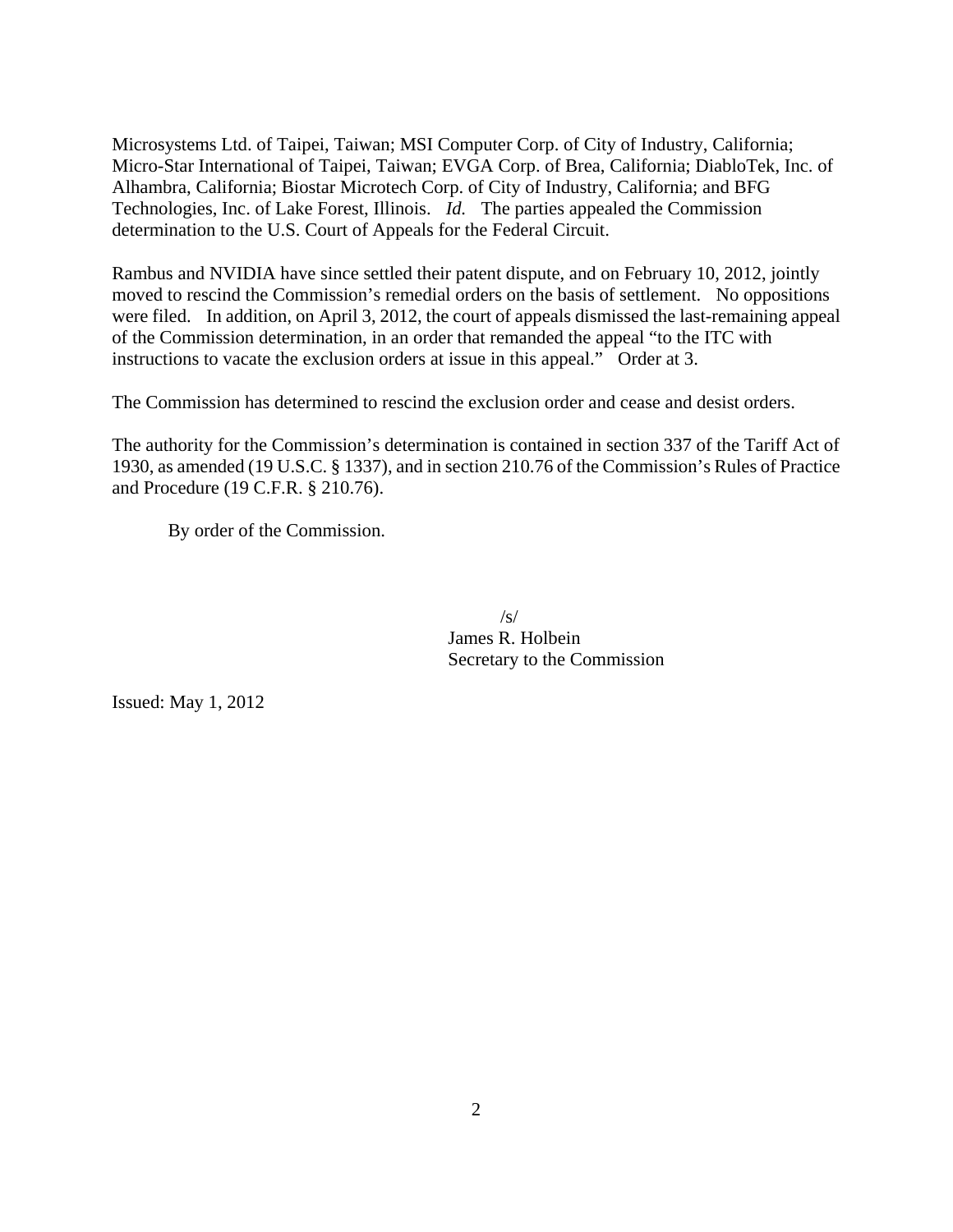Microsystems Ltd. of Taipei, Taiwan; MSI Computer Corp. of City of Industry, California; Micro-Star International of Taipei, Taiwan; EVGA Corp. of Brea, California; DiabloTek, Inc. of Alhambra, California; Biostar Microtech Corp. of City of Industry, California; and BFG Technologies, Inc. of Lake Forest, Illinois. *Id.* The parties appealed the Commission determination to the U.S. Court of Appeals for the Federal Circuit.

Rambus and NVIDIA have since settled their patent dispute, and on February 10, 2012, jointly moved to rescind the Commission's remedial orders on the basis of settlement. No oppositions were filed. In addition, on April 3, 2012, the court of appeals dismissed the last-remaining appeal of the Commission determination, in an order that remanded the appeal "to the ITC with instructions to vacate the exclusion orders at issue in this appeal." Order at 3.

The Commission has determined to rescind the exclusion order and cease and desist orders.

The authority for the Commission's determination is contained in section 337 of the Tariff Act of 1930, as amended (19 U.S.C. § 1337), and in section 210.76 of the Commission's Rules of Practice and Procedure (19 C.F.R. § 210.76).

By order of the Commission.

/s/
James R. Holbein
Secretary to the Commission

Issued: May 1, 2012